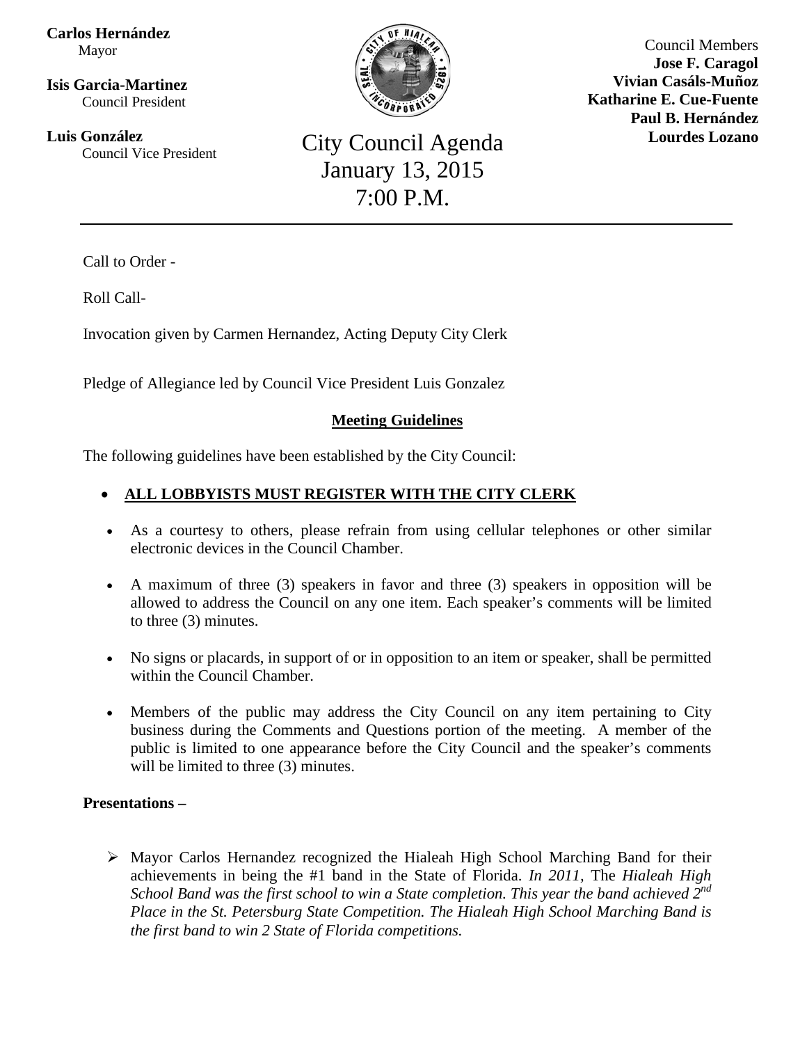**Carlos Hernández**
Mayor

**Isis Garcia-Martinez**
Council President

**Luis González**
Council Vice President

Council Members
**Jose F. Caragol**
**Vivian Casáls-Muñoz**
**Katharine E. Cue-Fuente**
**Paul B. Hernández**
**Lourdes Lozano**

# City Council Agenda
# January 13, 2015
# 7:00 P.M.

---

Call to Order -

Roll Call-

Invocation given by Carmen Hernandez, Acting Deputy City Clerk

Pledge of Allegiance led by Council Vice President Luis Gonzalez

## Meeting Guidelines

The following guidelines have been established by the City Council:

- **ALL LOBBYISTS MUST REGISTER WITH THE CITY CLERK**
- As a courtesy to others, please refrain from using cellular telephones or other similar electronic devices in the Council Chamber.
- A maximum of three (3) speakers in favor and three (3) speakers in opposition will be allowed to address the Council on any one item. Each speaker's comments will be limited to three (3) minutes.
- No signs or placards, in support of or in opposition to an item or speaker, shall be permitted within the Council Chamber.
- Members of the public may address the City Council on any item pertaining to City business during the Comments and Questions portion of the meeting. A member of the public is limited to one appearance before the City Council and the speaker's comments will be limited to three (3) minutes.

**Presentations –**

- Mayor Carlos Hernandez recognized the Hialeah High School Marching Band for their achievements in being the #1 band in the State of Florida. *In 2011,* The *Hialeah High School Band was the first school to win a State completion. This year the band achieved 2nd Place in the St. Petersburg State Competition. The Hialeah High School Marching Band is the first band to win 2 State of Florida competitions.*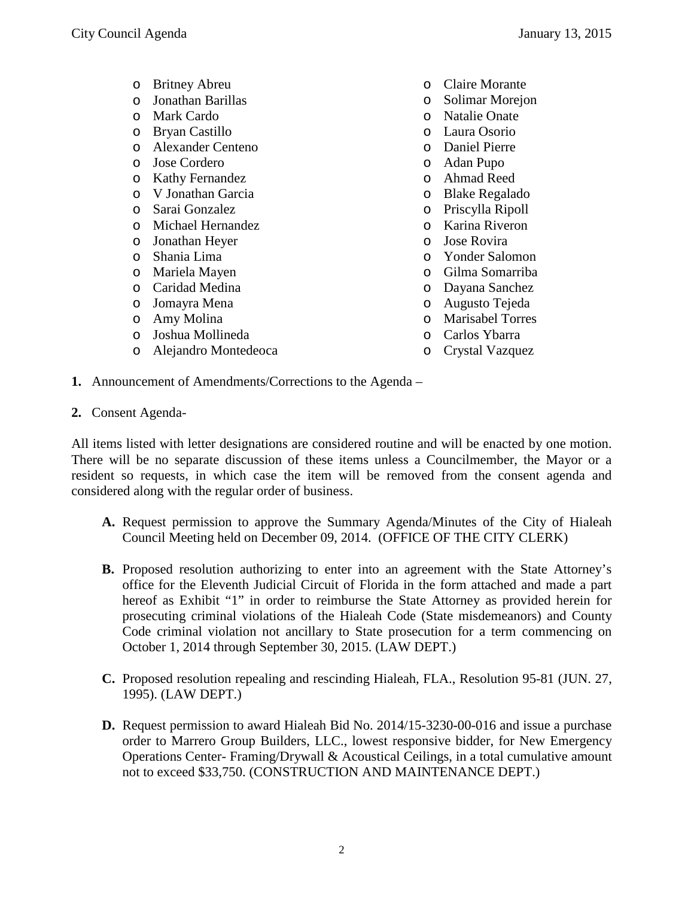- Britney Abreu
- Jonathan Barillas
- Mark Cardo
- Bryan Castillo
- Alexander Centeno
- Jose Cordero
- Kathy Fernandez
- V Jonathan Garcia
- Sarai Gonzalez
- Michael Hernandez
- Jonathan Heyer
- Shania Lima
- Mariela Mayen
- Caridad Medina
- Jomayra Mena
- Amy Molina
- Joshua Mollineda
- Alejandro Montedeoca
- Claire Morante
- Solimar Morejon
- Natalie Onate
- Laura Osorio
- Daniel Pierre
- Adan Pupo
- Ahmad Reed
- Blake Regalado
- Priscylla Ripoll
- Karina Riveron
- Jose Rovira
- Yonder Salomon
- Gilma Somarriba
- Dayana Sanchez
- Augusto Tejeda
- Marisabel Torres
- Carlos Ybarra
- Crystal Vazquez

**1.** Announcement of Amendments/Corrections to the Agenda –

**2.** Consent Agenda-

All items listed with letter designations are considered routine and will be enacted by one motion. There will be no separate discussion of these items unless a Councilmember, the Mayor or a resident so requests, in which case the item will be removed from the consent agenda and considered along with the regular order of business.

**A.** Request permission to approve the Summary Agenda/Minutes of the City of Hialeah Council Meeting held on December 09, 2014. (OFFICE OF THE CITY CLERK)

**B.** Proposed resolution authorizing to enter into an agreement with the State Attorney's office for the Eleventh Judicial Circuit of Florida in the form attached and made a part hereof as Exhibit "1" in order to reimburse the State Attorney as provided herein for prosecuting criminal violations of the Hialeah Code (State misdemeanors) and County Code criminal violation not ancillary to State prosecution for a term commencing on October 1, 2014 through September 30, 2015. (LAW DEPT.)

**C.** Proposed resolution repealing and rescinding Hialeah, FLA., Resolution 95-81 (JUN. 27, 1995). (LAW DEPT.)

**D.** Request permission to award Hialeah Bid No. 2014/15-3230-00-016 and issue a purchase order to Marrero Group Builders, LLC., lowest responsive bidder, for New Emergency Operations Center- Framing/Drywall & Acoustical Ceilings, in a total cumulative amount not to exceed $33,750. (CONSTRUCTION AND MAINTENANCE DEPT.)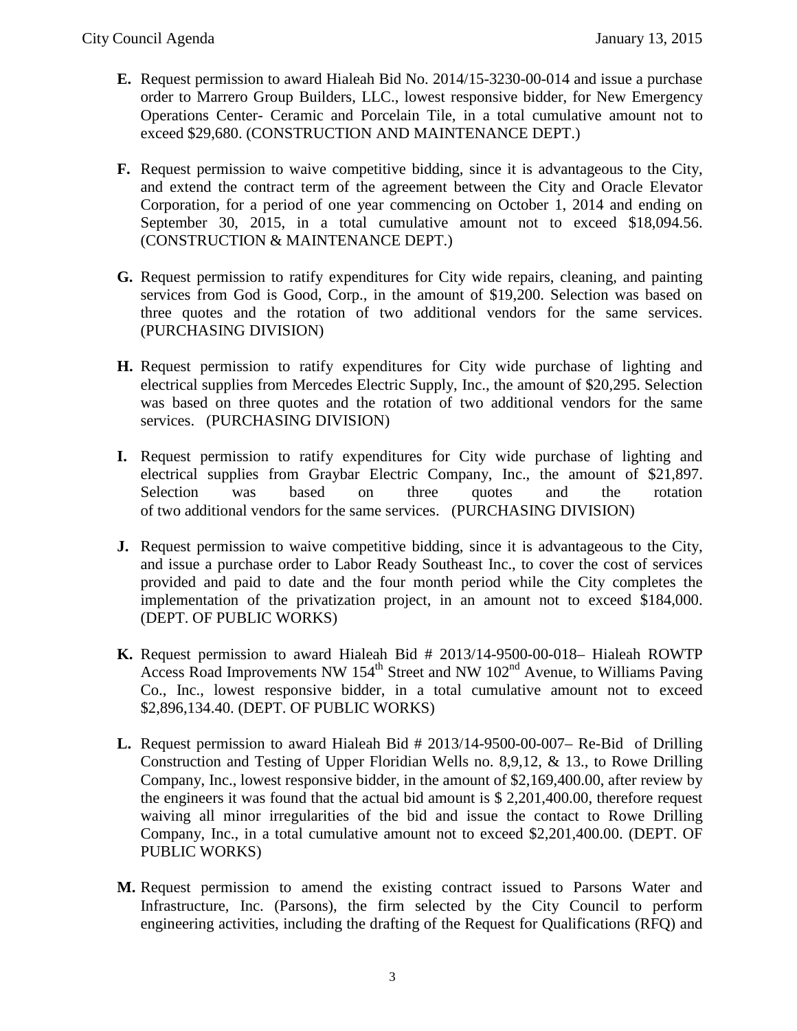**E.** Request permission to award Hialeah Bid No. 2014/15-3230-00-014 and issue a purchase order to Marrero Group Builders, LLC., lowest responsive bidder, for New Emergency Operations Center- Ceramic and Porcelain Tile, in a total cumulative amount not to exceed $29,680. (CONSTRUCTION AND MAINTENANCE DEPT.)

**F.** Request permission to waive competitive bidding, since it is advantageous to the City, and extend the contract term of the agreement between the City and Oracle Elevator Corporation, for a period of one year commencing on October 1, 2014 and ending on September 30, 2015, in a total cumulative amount not to exceed $18,094.56. (CONSTRUCTION & MAINTENANCE DEPT.)

**G.** Request permission to ratify expenditures for City wide repairs, cleaning, and painting services from God is Good, Corp., in the amount of $19,200. Selection was based on three quotes and the rotation of two additional vendors for the same services. (PURCHASING DIVISION)

**H.** Request permission to ratify expenditures for City wide purchase of lighting and electrical supplies from Mercedes Electric Supply, Inc., the amount of $20,295. Selection was based on three quotes and the rotation of two additional vendors for the same services. (PURCHASING DIVISION)

**I.** Request permission to ratify expenditures for City wide purchase of lighting and electrical supplies from Graybar Electric Company, Inc., the amount of $21,897. Selection was based on three quotes and the rotation of two additional vendors for the same services. (PURCHASING DIVISION)

**J.** Request permission to waive competitive bidding, since it is advantageous to the City, and issue a purchase order to Labor Ready Southeast Inc., to cover the cost of services provided and paid to date and the four month period while the City completes the implementation of the privatization project, in an amount not to exceed $184,000. (DEPT. OF PUBLIC WORKS)

**K.** Request permission to award Hialeah Bid # 2013/14-9500-00-018– Hialeah ROWTP Access Road Improvements NW 154th Street and NW 102nd Avenue, to Williams Paving Co., Inc., lowest responsive bidder, in a total cumulative amount not to exceed $2,896,134.40. (DEPT. OF PUBLIC WORKS)

**L.** Request permission to award Hialeah Bid # 2013/14-9500-00-007– Re-Bid of Drilling Construction and Testing of Upper Floridian Wells no. 8,9,12, & 13., to Rowe Drilling Company, Inc., lowest responsive bidder, in the amount of $2,169,400.00, after review by the engineers it was found that the actual bid amount is $ 2,201,400.00, therefore request waiving all minor irregularities of the bid and issue the contact to Rowe Drilling Company, Inc., in a total cumulative amount not to exceed $2,201,400.00. (DEPT. OF PUBLIC WORKS)

**M.** Request permission to amend the existing contract issued to Parsons Water and Infrastructure, Inc. (Parsons), the firm selected by the City Council to perform engineering activities, including the drafting of the Request for Qualifications (RFQ) and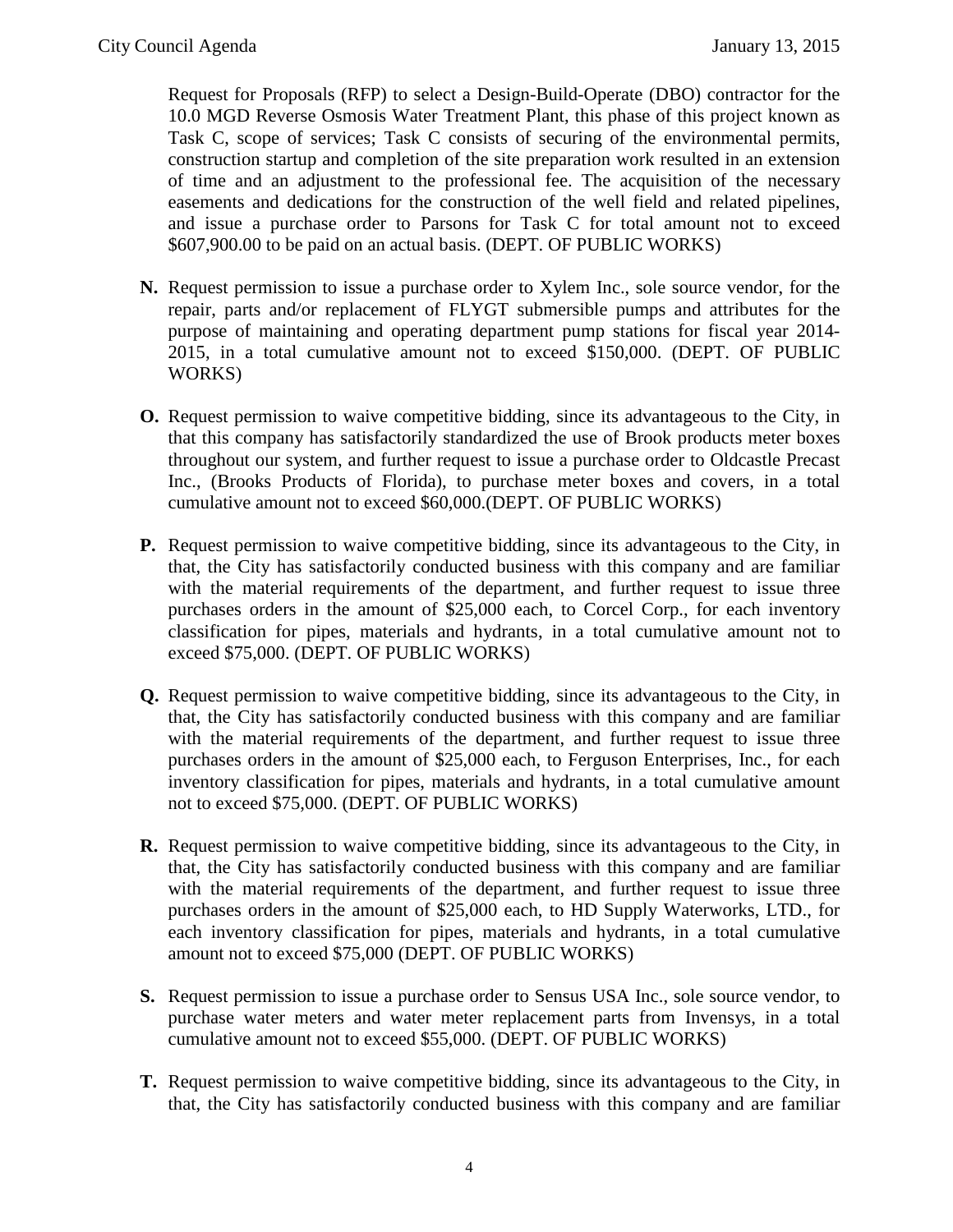Request for Proposals (RFP) to select a Design-Build-Operate (DBO) contractor for the 10.0 MGD Reverse Osmosis Water Treatment Plant, this phase of this project known as Task C, scope of services; Task C consists of securing of the environmental permits, construction startup and completion of the site preparation work resulted in an extension of time and an adjustment to the professional fee. The acquisition of the necessary easements and dedications for the construction of the well field and related pipelines, and issue a purchase order to Parsons for Task C for total amount not to exceed $607,900.00 to be paid on an actual basis. (DEPT. OF PUBLIC WORKS)

**N.** Request permission to issue a purchase order to Xylem Inc., sole source vendor, for the repair, parts and/or replacement of FLYGT submersible pumps and attributes for the purpose of maintaining and operating department pump stations for fiscal year 2014-2015, in a total cumulative amount not to exceed $150,000. (DEPT. OF PUBLIC WORKS)

**O.** Request permission to waive competitive bidding, since its advantageous to the City, in that this company has satisfactorily standardized the use of Brook products meter boxes throughout our system, and further request to issue a purchase order to Oldcastle Precast Inc., (Brooks Products of Florida), to purchase meter boxes and covers, in a total cumulative amount not to exceed $60,000.(DEPT. OF PUBLIC WORKS)

**P.** Request permission to waive competitive bidding, since its advantageous to the City, in that, the City has satisfactorily conducted business with this company and are familiar with the material requirements of the department, and further request to issue three purchases orders in the amount of $25,000 each, to Corcel Corp., for each inventory classification for pipes, materials and hydrants, in a total cumulative amount not to exceed $75,000. (DEPT. OF PUBLIC WORKS)

**Q.** Request permission to waive competitive bidding, since its advantageous to the City, in that, the City has satisfactorily conducted business with this company and are familiar with the material requirements of the department, and further request to issue three purchases orders in the amount of $25,000 each, to Ferguson Enterprises, Inc., for each inventory classification for pipes, materials and hydrants, in a total cumulative amount not to exceed $75,000. (DEPT. OF PUBLIC WORKS)

**R.** Request permission to waive competitive bidding, since its advantageous to the City, in that, the City has satisfactorily conducted business with this company and are familiar with the material requirements of the department, and further request to issue three purchases orders in the amount of $25,000 each, to HD Supply Waterworks, LTD., for each inventory classification for pipes, materials and hydrants, in a total cumulative amount not to exceed $75,000 (DEPT. OF PUBLIC WORKS)

**S.** Request permission to issue a purchase order to Sensus USA Inc., sole source vendor, to purchase water meters and water meter replacement parts from Invensys, in a total cumulative amount not to exceed $55,000. (DEPT. OF PUBLIC WORKS)

**T.** Request permission to waive competitive bidding, since its advantageous to the City, in that, the City has satisfactorily conducted business with this company and are familiar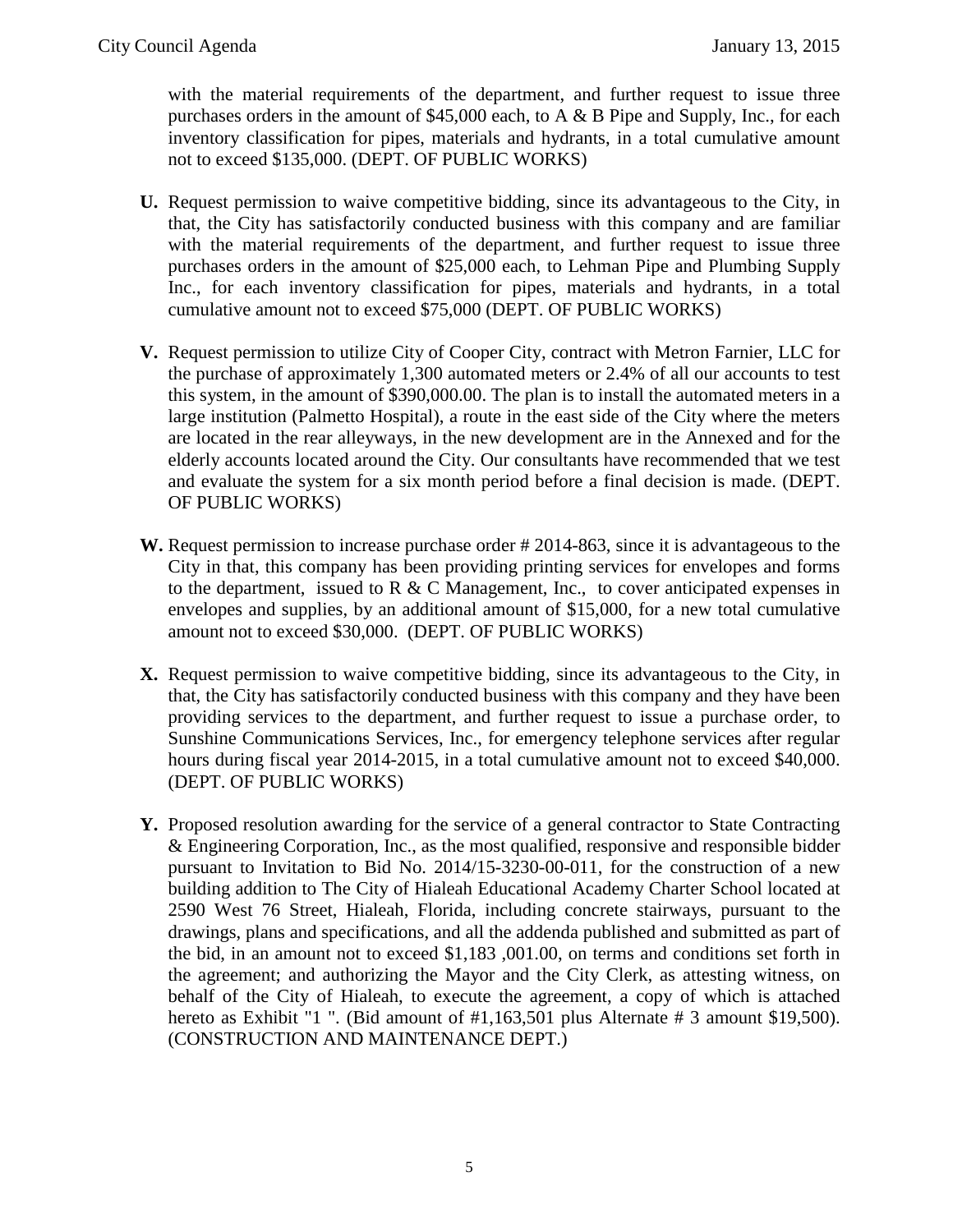with the material requirements of the department, and further request to issue three purchases orders in the amount of $45,000 each, to A & B Pipe and Supply, Inc., for each inventory classification for pipes, materials and hydrants, in a total cumulative amount not to exceed $135,000. (DEPT. OF PUBLIC WORKS)

**U.** Request permission to waive competitive bidding, since its advantageous to the City, in that, the City has satisfactorily conducted business with this company and are familiar with the material requirements of the department, and further request to issue three purchases orders in the amount of $25,000 each, to Lehman Pipe and Plumbing Supply Inc., for each inventory classification for pipes, materials and hydrants, in a total cumulative amount not to exceed $75,000 (DEPT. OF PUBLIC WORKS)

**V.** Request permission to utilize City of Cooper City, contract with Metron Farnier, LLC for the purchase of approximately 1,300 automated meters or 2.4% of all our accounts to test this system, in the amount of $390,000.00. The plan is to install the automated meters in a large institution (Palmetto Hospital), a route in the east side of the City where the meters are located in the rear alleyways, in the new development are in the Annexed and for the elderly accounts located around the City. Our consultants have recommended that we test and evaluate the system for a six month period before a final decision is made. (DEPT. OF PUBLIC WORKS)

**W.** Request permission to increase purchase order # 2014-863, since it is advantageous to the City in that, this company has been providing printing services for envelopes and forms to the department, issued to R & C Management, Inc., to cover anticipated expenses in envelopes and supplies, by an additional amount of $15,000, for a new total cumulative amount not to exceed $30,000. (DEPT. OF PUBLIC WORKS)

**X.** Request permission to waive competitive bidding, since its advantageous to the City, in that, the City has satisfactorily conducted business with this company and they have been providing services to the department, and further request to issue a purchase order, to Sunshine Communications Services, Inc., for emergency telephone services after regular hours during fiscal year 2014-2015, in a total cumulative amount not to exceed $40,000. (DEPT. OF PUBLIC WORKS)

**Y.** Proposed resolution awarding for the service of a general contractor to State Contracting & Engineering Corporation, Inc., as the most qualified, responsive and responsible bidder pursuant to Invitation to Bid No. 2014/15-3230-00-011, for the construction of a new building addition to The City of Hialeah Educational Academy Charter School located at 2590 West 76 Street, Hialeah, Florida, including concrete stairways, pursuant to the drawings, plans and specifications, and all the addenda published and submitted as part of the bid, in an amount not to exceed $1,183 ,001.00, on terms and conditions set forth in the agreement; and authorizing the Mayor and the City Clerk, as attesting witness, on behalf of the City of Hialeah, to execute the agreement, a copy of which is attached hereto as Exhibit "1 ". (Bid amount of #1,163,501 plus Alternate # 3 amount $19,500). (CONSTRUCTION AND MAINTENANCE DEPT.)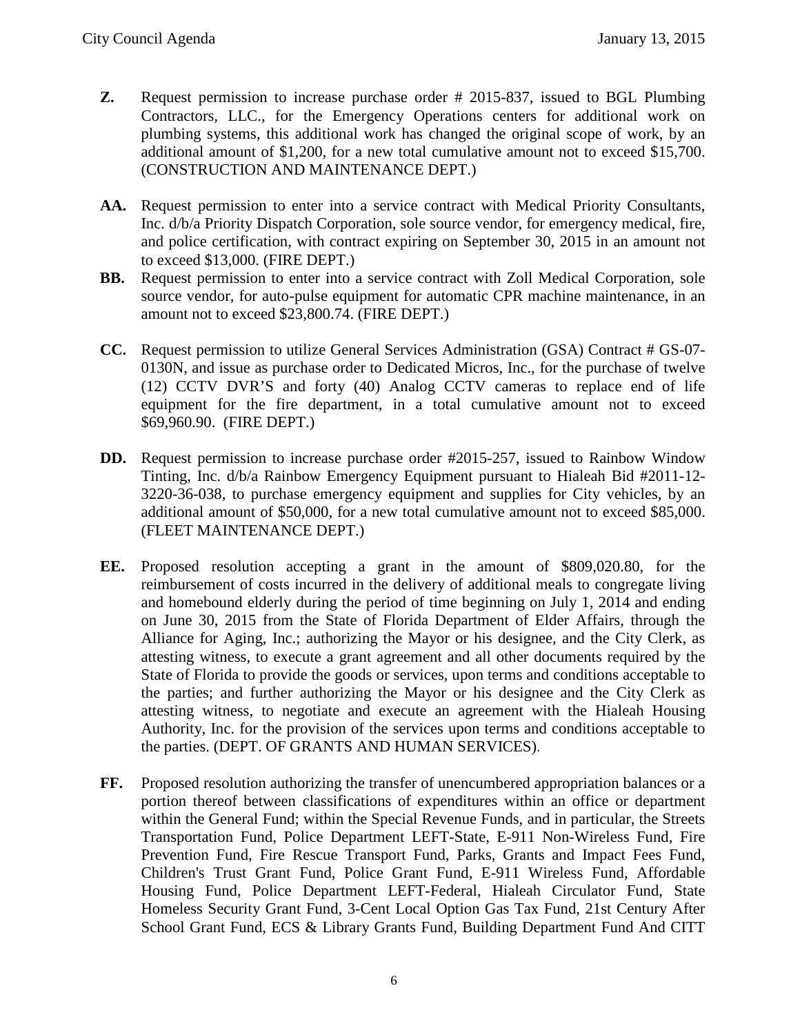**Z.** Request permission to increase purchase order # 2015-837, issued to BGL Plumbing Contractors, LLC., for the Emergency Operations centers for additional work on plumbing systems, this additional work has changed the original scope of work, by an additional amount of $1,200, for a new total cumulative amount not to exceed $15,700. (CONSTRUCTION AND MAINTENANCE DEPT.)

**AA.** Request permission to enter into a service contract with Medical Priority Consultants, Inc. d/b/a Priority Dispatch Corporation, sole source vendor, for emergency medical, fire, and police certification, with contract expiring on September 30, 2015 in an amount not to exceed $13,000. (FIRE DEPT.)

**BB.** Request permission to enter into a service contract with Zoll Medical Corporation, sole source vendor, for auto-pulse equipment for automatic CPR machine maintenance, in an amount not to exceed $23,800.74. (FIRE DEPT.)

**CC.** Request permission to utilize General Services Administration (GSA) Contract # GS-07-0130N, and issue as purchase order to Dedicated Micros, Inc., for the purchase of twelve (12) CCTV DVR'S and forty (40) Analog CCTV cameras to replace end of life equipment for the fire department, in a total cumulative amount not to exceed $69,960.90. (FIRE DEPT.)

**DD.** Request permission to increase purchase order #2015-257, issued to Rainbow Window Tinting, Inc. d/b/a Rainbow Emergency Equipment pursuant to Hialeah Bid #2011-12-3220-36-038, to purchase emergency equipment and supplies for City vehicles, by an additional amount of $50,000, for a new total cumulative amount not to exceed $85,000. (FLEET MAINTENANCE DEPT.)

**EE.** Proposed resolution accepting a grant in the amount of $809,020.80, for the reimbursement of costs incurred in the delivery of additional meals to congregate living and homebound elderly during the period of time beginning on July 1, 2014 and ending on June 30, 2015 from the State of Florida Department of Elder Affairs, through the Alliance for Aging, Inc.; authorizing the Mayor or his designee, and the City Clerk, as attesting witness, to execute a grant agreement and all other documents required by the State of Florida to provide the goods or services, upon terms and conditions acceptable to the parties; and further authorizing the Mayor or his designee and the City Clerk as attesting witness, to negotiate and execute an agreement with the Hialeah Housing Authority, Inc. for the provision of the services upon terms and conditions acceptable to the parties. (DEPT. OF GRANTS AND HUMAN SERVICES).

**FF.** Proposed resolution authorizing the transfer of unencumbered appropriation balances or a portion thereof between classifications of expenditures within an office or department within the General Fund; within the Special Revenue Funds, and in particular, the Streets Transportation Fund, Police Department LEFT-State, E-911 Non-Wireless Fund, Fire Prevention Fund, Fire Rescue Transport Fund, Parks, Grants and Impact Fees Fund, Children's Trust Grant Fund, Police Grant Fund, E-911 Wireless Fund, Affordable Housing Fund, Police Department LEFT-Federal, Hialeah Circulator Fund, State Homeless Security Grant Fund, 3-Cent Local Option Gas Tax Fund, 21st Century After School Grant Fund, ECS & Library Grants Fund, Building Department Fund And CITT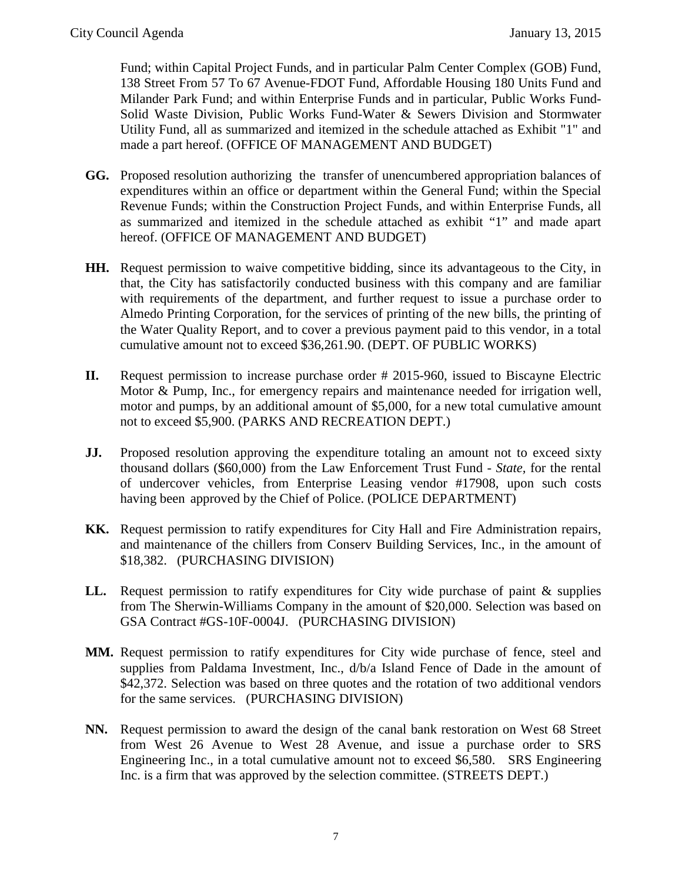Fund; within Capital Project Funds, and in particular Palm Center Complex (GOB) Fund, 138 Street From 57 To 67 Avenue-FDOT Fund, Affordable Housing 180 Units Fund and Milander Park Fund; and within Enterprise Funds and in particular, Public Works Fund-Solid Waste Division, Public Works Fund-Water & Sewers Division and Stormwater Utility Fund, all as summarized and itemized in the schedule attached as Exhibit "1" and made a part hereof. (OFFICE OF MANAGEMENT AND BUDGET)

**GG.** Proposed resolution authorizing the transfer of unencumbered appropriation balances of expenditures within an office or department within the General Fund; within the Special Revenue Funds; within the Construction Project Funds, and within Enterprise Funds, all as summarized and itemized in the schedule attached as exhibit "1" and made apart hereof. (OFFICE OF MANAGEMENT AND BUDGET)

**HH.** Request permission to waive competitive bidding, since its advantageous to the City, in that, the City has satisfactorily conducted business with this company and are familiar with requirements of the department, and further request to issue a purchase order to Almedo Printing Corporation, for the services of printing of the new bills, the printing of the Water Quality Report, and to cover a previous payment paid to this vendor, in a total cumulative amount not to exceed $36,261.90. (DEPT. OF PUBLIC WORKS)

**II.** Request permission to increase purchase order # 2015-960, issued to Biscayne Electric Motor & Pump, Inc., for emergency repairs and maintenance needed for irrigation well, motor and pumps, by an additional amount of $5,000, for a new total cumulative amount not to exceed $5,900. (PARKS AND RECREATION DEPT.)

**JJ.** Proposed resolution approving the expenditure totaling an amount not to exceed sixty thousand dollars ($60,000) from the Law Enforcement Trust Fund - *State,* for the rental of undercover vehicles, from Enterprise Leasing vendor #17908, upon such costs having been approved by the Chief of Police. (POLICE DEPARTMENT)

**KK.** Request permission to ratify expenditures for City Hall and Fire Administration repairs, and maintenance of the chillers from Conserv Building Services, Inc., in the amount of $18,382. (PURCHASING DIVISION)

**LL.** Request permission to ratify expenditures for City wide purchase of paint & supplies from The Sherwin-Williams Company in the amount of $20,000. Selection was based on GSA Contract #GS-10F-0004J. (PURCHASING DIVISION)

**MM.** Request permission to ratify expenditures for City wide purchase of fence, steel and supplies from Paldama Investment, Inc., d/b/a Island Fence of Dade in the amount of $42,372. Selection was based on three quotes and the rotation of two additional vendors for the same services. (PURCHASING DIVISION)

**NN.** Request permission to award the design of the canal bank restoration on West 68 Street from West 26 Avenue to West 28 Avenue, and issue a purchase order to SRS Engineering Inc., in a total cumulative amount not to exceed $6,580. SRS Engineering Inc. is a firm that was approved by the selection committee. (STREETS DEPT.)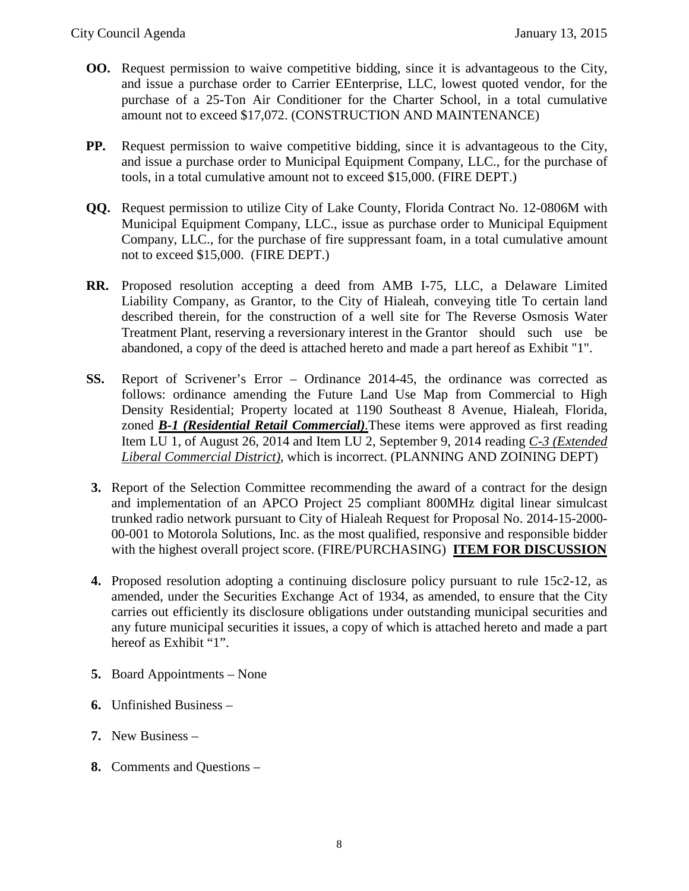**OO.** Request permission to waive competitive bidding, since it is advantageous to the City, and issue a purchase order to Carrier EEnterprise, LLC, lowest quoted vendor, for the purchase of a 25-Ton Air Conditioner for the Charter School, in a total cumulative amount not to exceed $17,072. (CONSTRUCTION AND MAINTENANCE)

**PP.** Request permission to waive competitive bidding, since it is advantageous to the City, and issue a purchase order to Municipal Equipment Company, LLC., for the purchase of tools, in a total cumulative amount not to exceed $15,000. (FIRE DEPT.)

**QQ.** Request permission to utilize City of Lake County, Florida Contract No. 12-0806M with Municipal Equipment Company, LLC., issue as purchase order to Municipal Equipment Company, LLC., for the purchase of fire suppressant foam, in a total cumulative amount not to exceed $15,000. (FIRE DEPT.)

**RR.** Proposed resolution accepting a deed from AMB I-75, LLC, a Delaware Limited Liability Company, as Grantor, to the City of Hialeah, conveying title To certain land described therein, for the construction of a well site for The Reverse Osmosis Water Treatment Plant, reserving a reversionary interest in the Grantor should such use be abandoned, a copy of the deed is attached hereto and made a part hereof as Exhibit "1".

**SS.** Report of Scrivener's Error – Ordinance 2014-45, the ordinance was corrected as follows: ordinance amending the Future Land Use Map from Commercial to High Density Residential; Property located at 1190 Southeast 8 Avenue, Hialeah, Florida, zoned ***<u>B-1 (Residential Retail Commercial)</u>***.These items were approved as first reading Item LU 1, of August 26, 2014 and Item LU 2, September 9, 2014 reading *<u>C-3 (Extended Liberal Commercial District)</u>*, which is incorrect. (PLANNING AND ZOINING DEPT)

**3.** Report of the Selection Committee recommending the award of a contract for the design and implementation of an APCO Project 25 compliant 800MHz digital linear simulcast trunked radio network pursuant to City of Hialeah Request for Proposal No. 2014-15-2000-00-001 to Motorola Solutions, Inc. as the most qualified, responsive and responsible bidder with the highest overall project score. (FIRE/PURCHASING) **<u>ITEM FOR DISCUSSION</u>**

**4.** Proposed resolution adopting a continuing disclosure policy pursuant to rule 15c2-12, as amended, under the Securities Exchange Act of 1934, as amended, to ensure that the City carries out efficiently its disclosure obligations under outstanding municipal securities and any future municipal securities it issues, a copy of which is attached hereto and made a part hereof as Exhibit "1".

**5.** Board Appointments – None

**6.** Unfinished Business –

**7.** New Business –

**8.** Comments and Questions –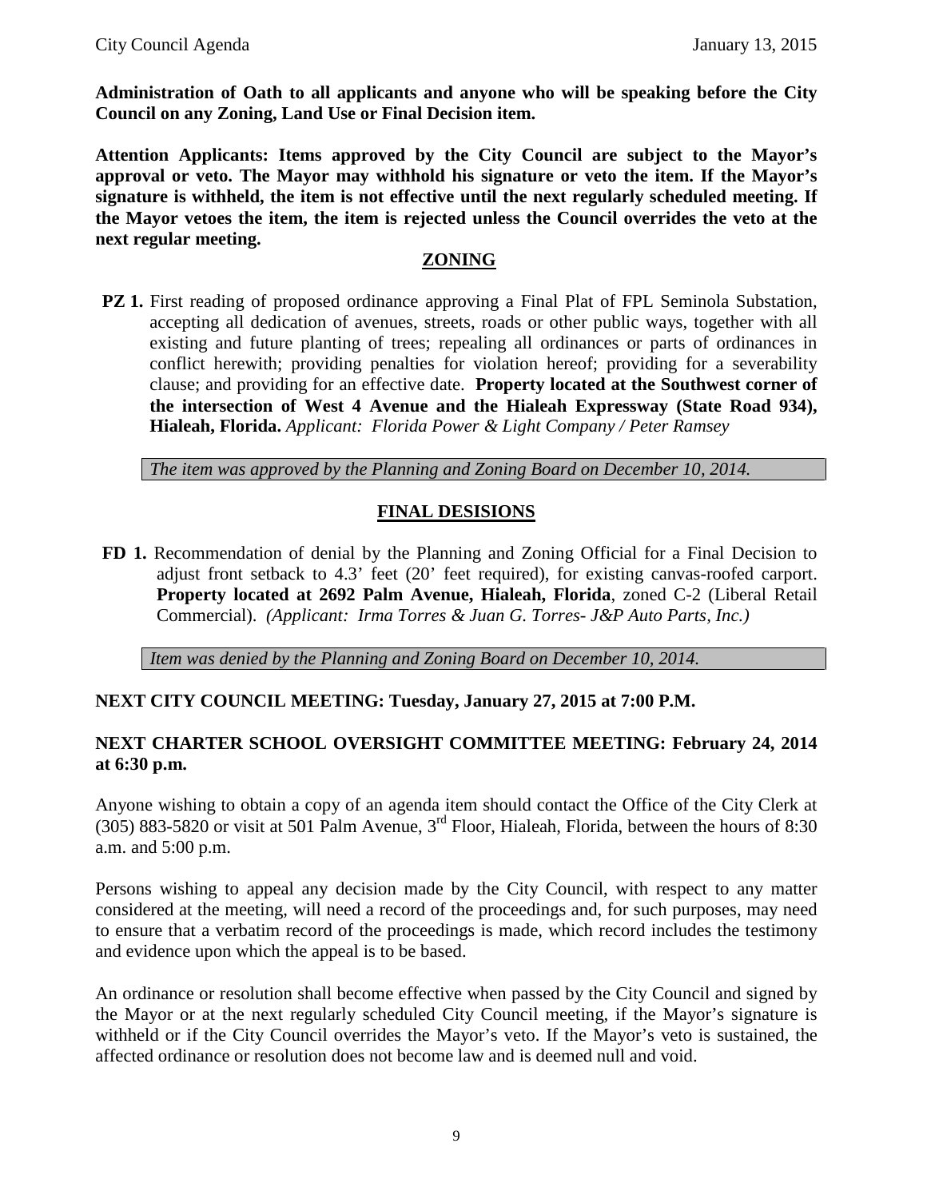**Administration of Oath to all applicants and anyone who will be speaking before the City Council on any Zoning, Land Use or Final Decision item.**

**Attention Applicants: Items approved by the City Council are subject to the Mayor's approval or veto. The Mayor may withhold his signature or veto the item. If the Mayor's signature is withheld, the item is not effective until the next regularly scheduled meeting. If the Mayor vetoes the item, the item is rejected unless the Council overrides the veto at the next regular meeting.**

## ZONING

**PZ 1.** First reading of proposed ordinance approving a Final Plat of FPL Seminola Substation, accepting all dedication of avenues, streets, roads or other public ways, together with all existing and future planting of trees; repealing all ordinances or parts of ordinances in conflict herewith; providing penalties for violation hereof; providing for a severability clause; and providing for an effective date. **Property located at the Southwest corner of the intersection of West 4 Avenue and the Hialeah Expressway (State Road 934), Hialeah, Florida.** *Applicant: Florida Power & Light Company / Peter Ramsey*

*The item was approved by the Planning and Zoning Board on December 10, 2014.*

## FINAL DESISIONS

**FD 1.** Recommendation of denial by the Planning and Zoning Official for a Final Decision to adjust front setback to 4.3' feet (20' feet required), for existing canvas-roofed carport. **Property located at 2692 Palm Avenue, Hialeah, Florida**, zoned C-2 (Liberal Retail Commercial). *(Applicant: Irma Torres & Juan G. Torres- J&P Auto Parts, Inc.)*

*Item was denied by the Planning and Zoning Board on December 10, 2014.*

**NEXT CITY COUNCIL MEETING: Tuesday, January 27, 2015 at 7:00 P.M.**

**NEXT CHARTER SCHOOL OVERSIGHT COMMITTEE MEETING: February 24, 2014 at 6:30 p.m.**

Anyone wishing to obtain a copy of an agenda item should contact the Office of the City Clerk at (305) 883-5820 or visit at 501 Palm Avenue, 3rd Floor, Hialeah, Florida, between the hours of 8:30 a.m. and 5:00 p.m.

Persons wishing to appeal any decision made by the City Council, with respect to any matter considered at the meeting, will need a record of the proceedings and, for such purposes, may need to ensure that a verbatim record of the proceedings is made, which record includes the testimony and evidence upon which the appeal is to be based.

An ordinance or resolution shall become effective when passed by the City Council and signed by the Mayor or at the next regularly scheduled City Council meeting, if the Mayor's signature is withheld or if the City Council overrides the Mayor's veto. If the Mayor's veto is sustained, the affected ordinance or resolution does not become law and is deemed null and void.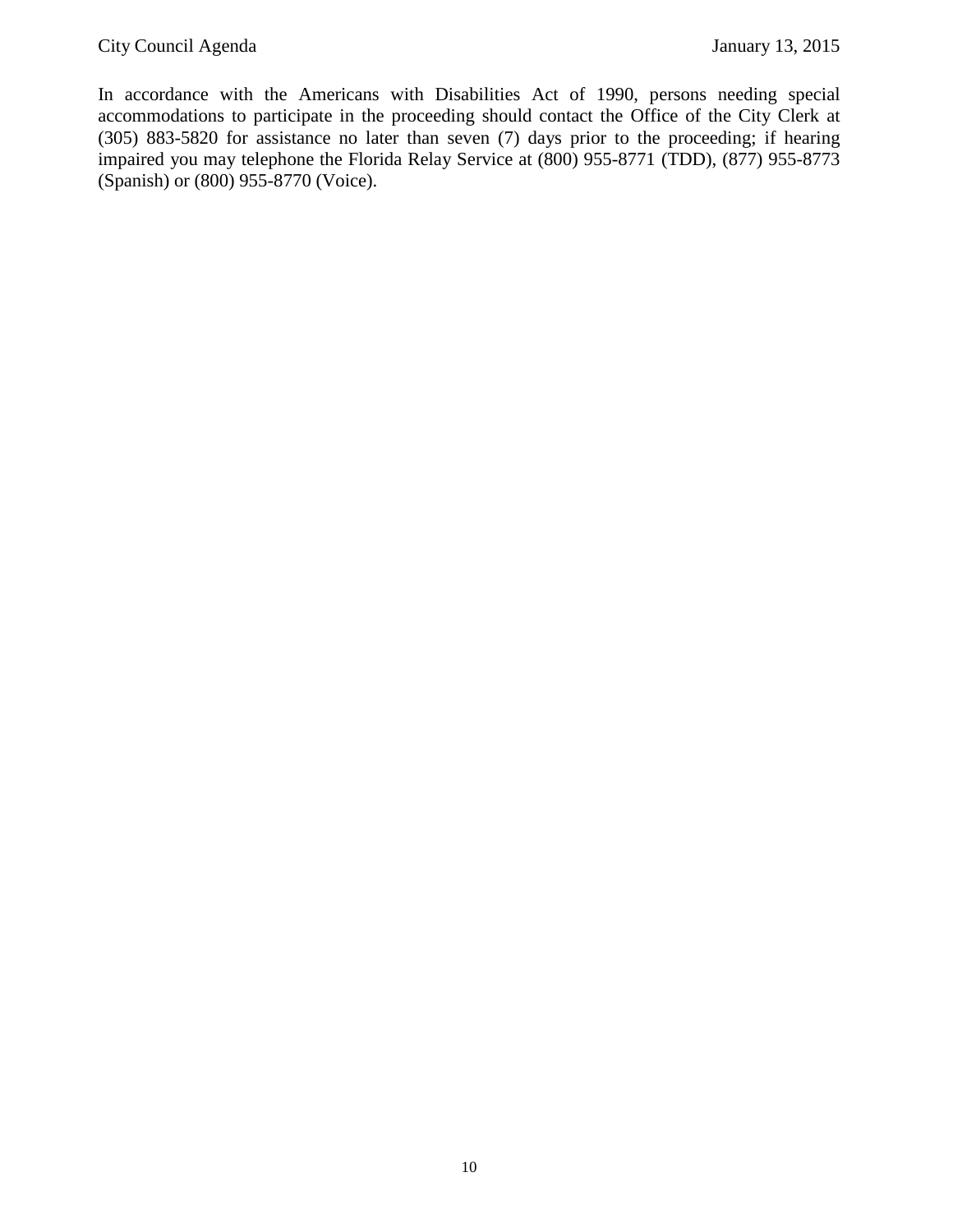In accordance with the Americans with Disabilities Act of 1990, persons needing special accommodations to participate in the proceeding should contact the Office of the City Clerk at (305) 883-5820 for assistance no later than seven (7) days prior to the proceeding; if hearing impaired you may telephone the Florida Relay Service at (800) 955-8771 (TDD), (877) 955-8773 (Spanish) or (800) 955-8770 (Voice).